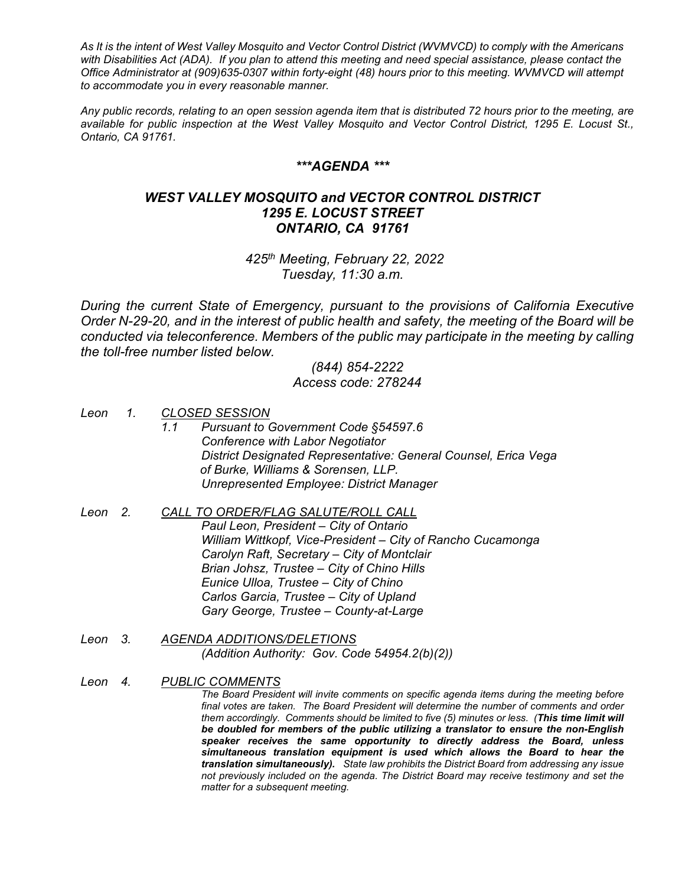*As It is the intent of West Valley Mosquito and Vector Control District (WVMVCD) to comply with the Americans with Disabilities Act (ADA). If you plan to attend this meeting and need special assistance, please contact the Office Administrator at (909)635-0307 within forty-eight (48) hours prior to this meeting. WVMVCD will attempt to accommodate you in every reasonable manner.*

*Any public records, relating to an open session agenda item that is distributed 72 hours prior to the meeting, are available for public inspection at the West Valley Mosquito and Vector Control District, 1295 E. Locust St., Ontario, CA 91761.*

## ***AGENDA ***

## *WEST VALLEY MOSQUITO and VECTOR CONTROL DISTRICT*
## *1295 E. LOCUST STREET*
## *ONTARIO, CA 91761*

*425th Meeting, February 22, 2022*
*Tuesday, 11:30 a.m.*

*During the current State of Emergency, pursuant to the provisions of California Executive Order N-29-20, and in the interest of public health and safety, the meeting of the Board will be conducted via teleconference. Members of the public may participate in the meeting by calling the toll-free number listed below.*

*(844) 854-2222*
*Access code: 278244*

*Leon 1. CLOSED SESSION*

*1.1 Pursuant to Government Code §54597.6*
*Conference with Labor Negotiator*
*District Designated Representative: General Counsel, Erica Vega of Burke, Williams & Sorensen, LLP.*
*Unrepresented Employee: District Manager*

*Leon 2. CALL TO ORDER/FLAG SALUTE/ROLL CALL*

*Paul Leon, President – City of Ontario*
*William Wittkopf, Vice-President – City of Rancho Cucamonga*
*Carolyn Raft, Secretary – City of Montclair*
*Brian Johsz, Trustee – City of Chino Hills*
*Eunice Ulloa, Trustee – City of Chino*
*Carlos Garcia, Trustee – City of Upland*
*Gary George, Trustee – County-at-Large*

*Leon 3. AGENDA ADDITIONS/DELETIONS*

*(Addition Authority: Gov. Code 54954.2(b)(2))*

*Leon 4. PUBLIC COMMENTS*

*The Board President will invite comments on specific agenda items during the meeting before final votes are taken. The Board President will determine the number of comments and order them accordingly. Comments should be limited to five (5) minutes or less. (**This time limit will be doubled for members of the public utilizing a translator to ensure the non-English speaker receives the same opportunity to directly address the Board, unless simultaneous translation equipment is used which allows the Board to hear the translation simultaneously).** State law prohibits the District Board from addressing any issue not previously included on the agenda. The District Board may receive testimony and set the matter for a subsequent meeting.*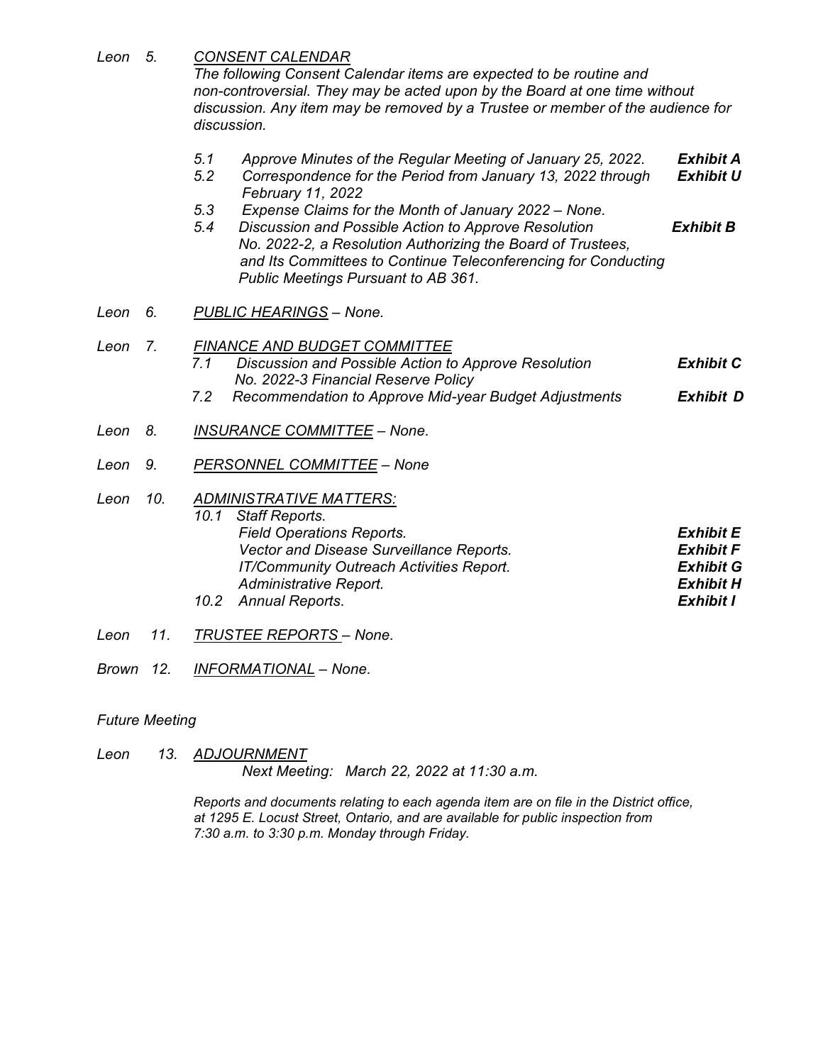*Leon 5. <u>CONSENT CALENDAR</u>*

*The following Consent Calendar items are expected to be routine and non-controversial. They may be acted upon by the Board at one time without discussion. Any item may be removed by a Trustee or member of the audience for discussion.*

- *5.1 Approve Minutes of the Regular Meeting of January 25, 2022.* ***Exhibit A***
- *5.2 Correspondence for the Period from January 13, 2022 through February 11, 2022* ***Exhibit U***
- *5.3 Expense Claims for the Month of January 2022 – None.*
- *5.4 Discussion and Possible Action to Approve Resolution No. 2022-2, a Resolution Authorizing the Board of Trustees, and Its Committees to Continue Teleconferencing for Conducting Public Meetings Pursuant to AB 361.* ***Exhibit B***

*Leon 6. <u>PUBLIC HEARINGS</u> – None.*

*Leon 7. <u>FINANCE AND BUDGET COMMITTEE</u>*

- *7.1 Discussion and Possible Action to Approve Resolution No. 2022-3 Financial Reserve Policy* ***Exhibit C***
- *7.2 Recommendation to Approve Mid-year Budget Adjustments* ***Exhibit D***

*Leon 8. <u>INSURANCE COMMITTEE</u> – None.*

*Leon 9. <u>PERSONNEL COMMITTEE</u> – None*

*Leon 10. <u>ADMINISTRATIVE MATTERS:</u>*

- *10.1 Staff Reports.*
  - *Field Operations Reports.* ***Exhibit E***
  - *Vector and Disease Surveillance Reports.* ***Exhibit F***
  - *IT/Community Outreach Activities Report.* ***Exhibit G***
  - *Administrative Report.* ***Exhibit H***
- *10.2 Annual Reports.* ***Exhibit I***

*Leon 11. <u>TRUSTEE REPORTS</u> – None.*

*Brown 12. <u>INFORMATIONAL</u> – None.*

*Future Meeting*

*Leon 13. <u>ADJOURNMENT</u>*

*Next Meeting: March 22, 2022 at 11:30 a.m.*

*Reports and documents relating to each agenda item are on file in the District office, at 1295 E. Locust Street, Ontario, and are available for public inspection from 7:30 a.m. to 3:30 p.m. Monday through Friday.*